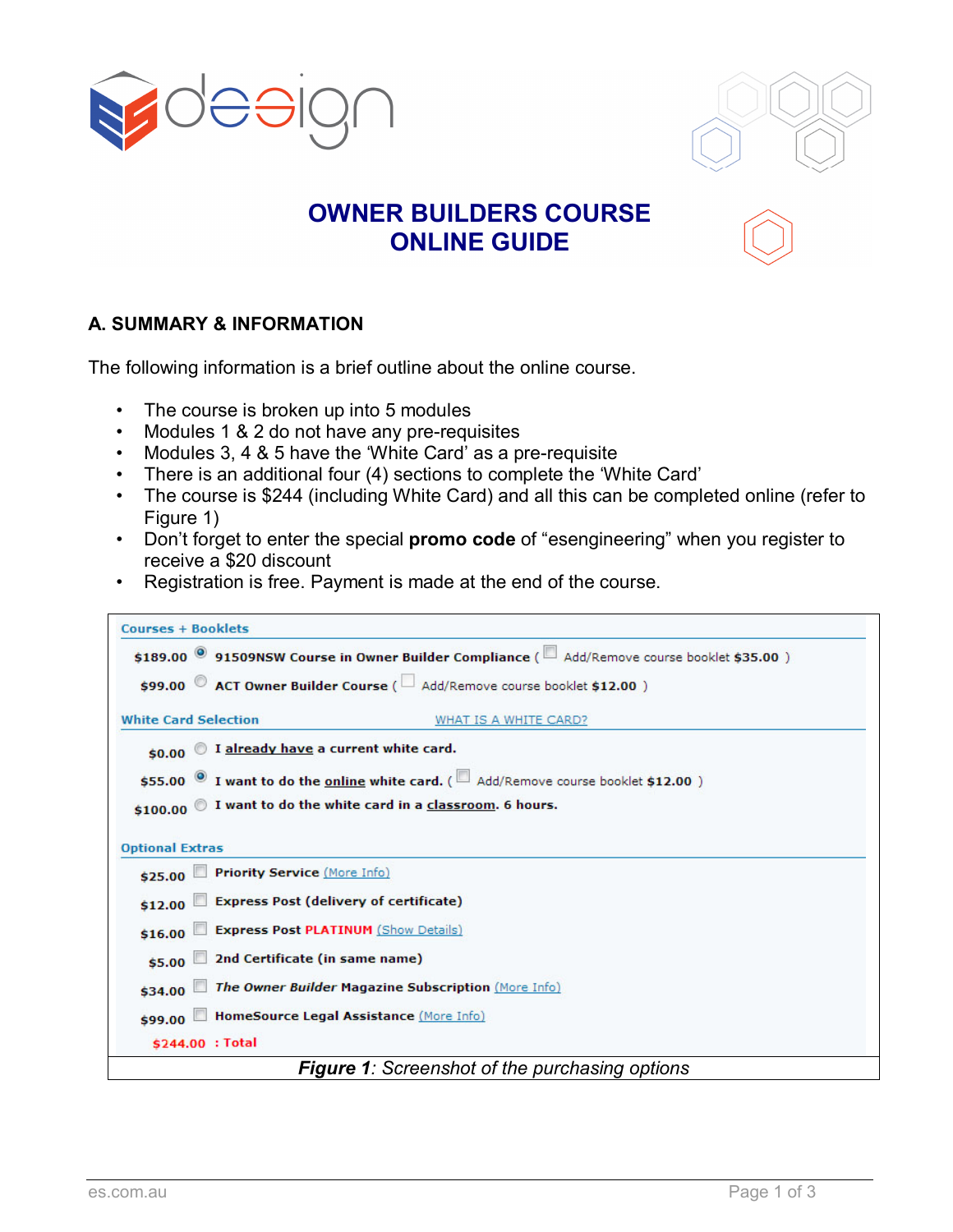# OWNER BUILDERS COURSE ONLINE GUIDE

## A. SUMMARY & INFORMATION

The following information is a brief outline about the online course.

- The course is broken up into 5 modules
- Modules 1 & 2 do not have any pre-requisites
- Modules 3, 4 & 5 have the 'White Card' as a pre-requisite
- There is an additional four (4) sections to complete the 'White Card'
- The course is $244 (including White Card) and all this can be completed online (refer to Figure 1)
- Don't forget to enter the special **promo code** of "esengineering" when you register to receive a $20 discount
- Registration is free. Payment is made at the end of the course.

**Courses + Booklets**

| Price | Option |
|---|---|
| $189.00 | (●) 91509NSW Course in Owner Builder Compliance ( ☐ Add/Remove course booklet $35.00 ) |
| $99.00 | ( ) ACT Owner Builder Course ( ☐ Add/Remove course booklet $12.00 ) |

**White Card Selection** — WHAT IS A WHITE CARD?

| Price | Option |
|---|---|
| $0.00 | ( ) I already have a current white card. |
| $55.00 | (●) I want to do the online white card. ( ☐ Add/Remove course booklet $12.00 ) |
| $100.00 | ( ) I want to do the white card in a classroom. 6 hours. |

**Optional Extras**

| Price | Option |
|---|---|
| $25.00 | ☐ Priority Service (More Info) |
| $12.00 | ☐ Express Post (delivery of certificate) |
| $16.00 | ☐ Express Post PLATINUM (Show Details) |
| $5.00 | ☐ 2nd Certificate (in same name) |
| $34.00 | ☐ *The Owner Builder* Magazine Subscription (More Info) |
| $99.00 | ☐ HomeSource Legal Assistance (More Info) |
| $244.00 | : Total |

***Figure 1**: Screenshot of the purchasing options*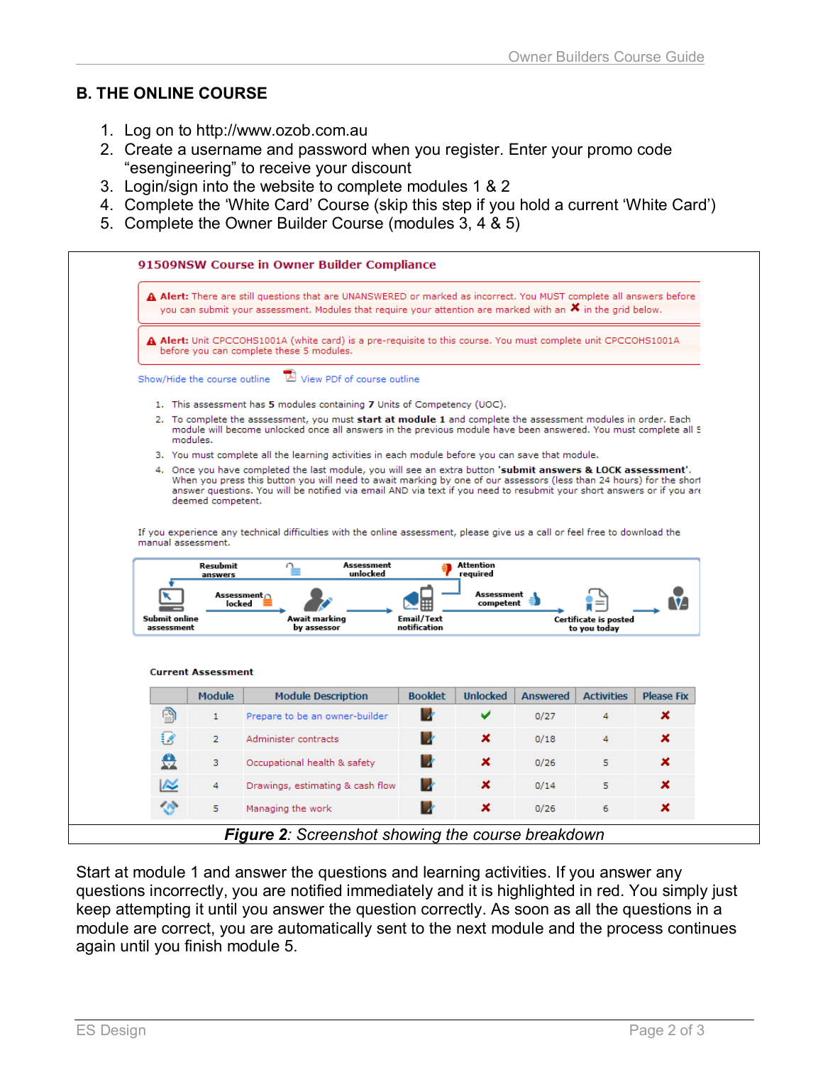## B. THE ONLINE COURSE

1. Log on to http://www.ozob.com.au
2. Create a username and password when you register. Enter your promo code “esengineering” to receive your discount
3. Login/sign into the website to complete modules 1 & 2
4. Complete the ‘White Card’ Course (skip this step if you hold a current ‘White Card’)
5. Complete the Owner Builder Course (modules 3, 4 & 5)

**91509NSW Course in Owner Builder Compliance**

**Alert:** There are still questions that are UNANSWERED or marked as incorrect. You MUST complete all answers before you can submit your assessment. Modules that require your attention are marked with an ✖ in the grid below.

**Alert:** Unit CPCCOHS1001A (white card) is a pre-requisite to this course. You must complete unit CPCCOHS1001A before you can complete these 5 modules.

Show/Hide the course outline    View PDF of course outline

1. This assessment has **5** modules containing **7** Units of Competency (UOC).
2. To complete the asssessment, you must **start at module 1** and complete the assessment modules in order. Each module will become unlocked once all answers in the previous module have been answered. You must complete all 5 modules.
3. You must complete all the learning activities in each module before you can save that module.
4. Once you have completed the last module, you will see an extra button **'submit answers & LOCK assessment'**. When you press this button you will need to await marking by one of our assessors (less than 24 hours) for the short answer questions. You will be notified via email AND via text if you need to resubmit your short answers or if you are deemed competent.

If you experience any technical difficulties with the online assessment, please give us a call or feel free to download the manual assessment.

Submit online assessment → Assessment locked → Await marking by assessor → Email/Text notification → Assessment competent → Certificate is posted to you today
Attention required → Assessment unlocked → Resubmit answers

**Current Assessment**

| | Module | Module Description | Booklet | Unlocked | Answered | Activities | Please Fix |
|---|---|---|---|---|---|---|---|
| | 1 | Prepare to be an owner-builder | | ✔ | 0/27 | 4 | ✖ |
| | 2 | Administer contracts | | ✖ | 0/18 | 4 | ✖ |
| | 3 | Occupational health & safety | | ✖ | 0/26 | 5 | ✖ |
| | 4 | Drawings, estimating & cash flow | | ✖ | 0/14 | 5 | ✖ |
| | 5 | Managing the work | | ✖ | 0/26 | 6 | ✖ |

***Figure 2**: Screenshot showing the course breakdown*

Start at module 1 and answer the questions and learning activities. If you answer any questions incorrectly, you are notified immediately and it is highlighted in red. You simply just keep attempting it until you answer the question correctly. As soon as all the questions in a module are correct, you are automatically sent to the next module and the process continues again until you finish module 5.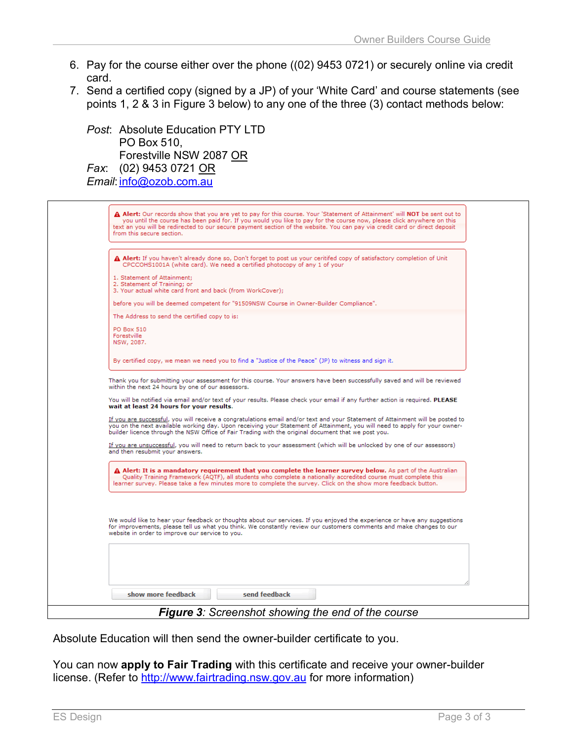6. Pay for the course either over the phone ((02) 9453 0721) or securely online via credit card.
7. Send a certified copy (signed by a JP) of your 'White Card' and course statements (see points 1, 2 & 3 in Figure 3 below) to any one of the three (3) contact methods below:

   *Post*: Absolute Education PTY LTD
   PO Box 510,
   Forestville NSW 2087 OR

   *Fax*: (02) 9453 0721 OR

   *Email*: info@ozob.com.au

**Alert:** Our records show that you are yet to pay for this course. Your 'Statement of Attainment' will **NOT** be sent out to you until the course has been paid for. If you would you like to pay for the course now, please click anywhere on this text an you will be redirected to our secure payment section of the website. You can pay via credit card or direct deposit from this secure section.

**Alert:** If you haven't already done so, Don't forget to post us your ceritifed copy of satisfactory completion of Unit CPCCOHS1001A (white card). We need a certified photocopy of any 1 of your

1. Statement of Attainment;
2. Statement of Training; or
3. Your actual white card front and back (from WorkCover);

before you will be deemed competent for "91509NSW Course in Owner-Builder Compliance".

The Address to send the certified copy to is:

PO Box 510
Forestville
NSW, 2087.

By certified copy, we mean we need you to find a "Justice of the Peace" (JP) to witness and sign it.

Thank you for submitting your assessment for this course. Your answers have been successfully saved and will be reviewed within the next 24 hours by one of our assessors.

You will be notified via email and/or text of your results. Please check your email if any further action is required. **PLEASE wait at least 24 hours for your results.**

If you are successful, you will receive a congratulations email and/or text and your Statement of Attainment will be posted to you on the next available working day. Upon receiving your Statement of Attainment, you will need to apply for your owner-builder licence through the NSW Office of Fair Trading with the original document that we post you.

If you are unsuccessful, you will need to return back to your assessment (which will be unlocked by one of our assessors) and then resubmit your answers.

**Alert: It is a mandatory requirement that you complete the learner survey below.** As part of the Australian Quality Training Framework (AQTF), all students who complete a nationally accredited course must complete this learner survey. Please take a few minutes more to complete the survey. Click on the show more feedback button.

We would like to hear your feedback or thoughts about our services. If you enjoyed the experience or have any suggestions for improvements, please tell us what you think. We constantly review our customers comments and make changes to our website in order to improve our service to you.

show more feedback | send feedback

***Figure 3**: Screenshot showing the end of the course*

Absolute Education will then send the owner-builder certificate to you.

You can now **apply to Fair Trading** with this certificate and receive your owner-builder license. (Refer to http://www.fairtrading.nsw.gov.au for more information)